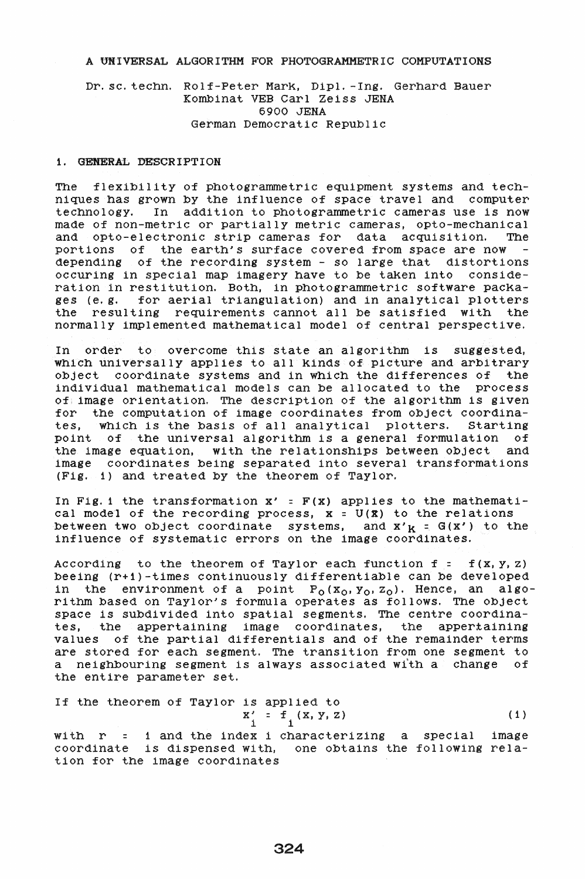# A UNIVERSAL ALGORITHM FOR PHOTOGRAMMETRIC COMPUTATIONS

Dr. sc. techn. Rolf-Peter Mark, Dipl.-Ing. Gerhard Bauer
Kombinat VEB Carl Zeiss JENA
6900 JENA
German Democratic Republic

## 1. GENERAL DESCRIPTION

The flexibility of photogrammetric equipment systems and techniques has grown by the influence of space travel and computer technology. In addition to photogrammetric cameras use is now made of non-metric or partially metric cameras, opto-mechanical and opto-electronic strip cameras for data acquisition. The portions of the earth's surface covered from space are now - depending of the recording system - so large that distortions occuring in special map imagery have to be taken into consideration in restitution. Both, in photogrammetric software packages (e.g. for aerial triangulation) and in analytical plotters the resulting requirements cannot all be satisfied with the normally implemented mathematical model of central perspective.

In order to overcome this state an algorithm is suggested, which universally applies to all kinds of picture and arbitrary object coordinate systems and in which the differences of the individual mathematical models can be allocated to the process of image orientation. The description of the algorithm is given for the computation of image coordinates from object coordinates, which is the basis of all analytical plotters. Starting point of the universal algorithm is a general formulation of the image equation, with the relationships between object and image coordinates being separated into several transformations (Fig. 1) and treated by the theorem of Taylor.

In Fig. 1 the transformation $x' = F(x)$ applies to the mathematical model of the recording process, $x = U(\bar{x})$ to the relations between two object coordinate systems, and $x'_K = G(x')$ to the influence of systematic errors on the image coordinates.

According to the theorem of Taylor each function $f = f(x, y, z)$ beeing $(r+1)$-times continuously differentiable can be developed in the environment of a point $P_0(x_0, y_0, z_0)$. Hence, an algorithm based on Taylor's formula operates as follows. The object space is subdivided into spatial segments. The centre coordinates, the appertaining image coordinates, the appertaining values of the partial differentials and of the remainder terms are stored for each segment. The transition from one segment to a neighbouring segment is always associated with a change of the entire parameter set.

If the theorem of Taylor is applied to

$$x'_i = f_i(x, y, z) \tag{1}$$

with $r = 1$ and the index $i$ characterizing a special image coordinate is dispensed with, one obtains the following relation for the image coordinates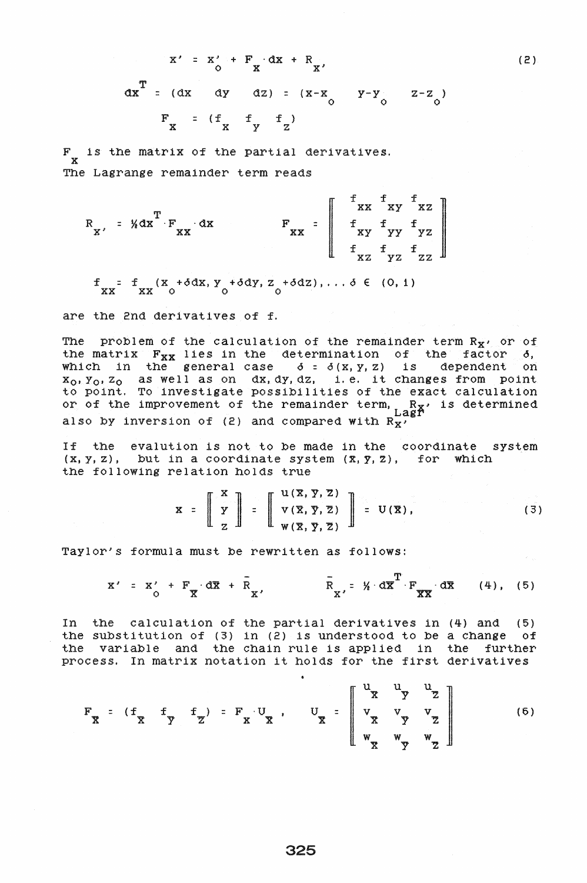$$x' = x'_o + F_x \cdot dx + R_{x'}, \tag{2}$$

$$dx^T = (dx \quad dy \quad dz) = (x-x_o \quad y-y_o \quad z-z_o)$$

$$F_x = (f_x \quad f_y \quad f_z)$$

$F_x$ is the matrix of the partial derivatives.

The Lagrange remainder term reads

$$R_{x'} = \tfrac{1}{2} dx^T \cdot F_{xx} \cdot dx \qquad F_{xx} = \begin{bmatrix} f_{xx} & f_{xy} & f_{xz} \\ f_{xy} & f_{yy} & f_{yz} \\ f_{xz} & f_{yz} & f_{zz} \end{bmatrix}$$

$$f_{xx} = f_{xx}(x_o + \delta dx, y_o + \delta dy, z_o + \delta dz), \ldots \delta \in (0,1)$$

are the 2nd derivatives of f.

The problem of the calculation of the remainder term $R_{x'}$ or of the matrix $F_{xx}$ lies in the determination of the factor $\delta$, which in the general case $\delta = \delta(x,y,z)$ is dependent on $x_o, y_o, z_o$ as well as on $dx, dy, dz$, i.e. it changes from point to point. To investigate possibilities of the exact calculation or of the improvement of the remainder term, $R_{x'}^{Lagr}$ is determined also by inversion of (2) and compared with $R_{x'}$.

If the evalution is not to be made in the coordinate system $(x,y,z)$, but in a coordinate system $(\bar{x},\bar{y},\bar{z})$, for which the following relation holds true

$$x = \begin{bmatrix} x \\ y \\ z \end{bmatrix} = \begin{bmatrix} u(\bar{x},\bar{y},\bar{z}) \\ v(\bar{x},\bar{y},\bar{z}) \\ w(\bar{x},\bar{y},\bar{z}) \end{bmatrix} = U(\bar{x}), \tag{3}$$

Taylor's formula must be rewritten as follows:

$$x' = x'_o + F_{\bar{x}} \cdot d\bar{x} + \bar{R}_{x'} \qquad \bar{R}_{x'} = \tfrac{1}{2} \cdot d\bar{x}^T \cdot F_{\bar{x}\bar{x}} \cdot d\bar{x} \qquad (4),\ (5)$$

In the calculation of the partial derivatives in (4) and (5) the substitution of (3) in (2) is understood to be a change of the variable and the chain rule is applied in the further process. In matrix notation it holds for the first derivatives

$$F_{\bar{x}} = (f_{\bar{x}} \quad f_{\bar{y}} \quad f_{\bar{z}}) = F_x \cdot U_{\bar{x}}, \quad U_{\bar{x}} = \begin{bmatrix} u_{\bar{x}} & u_{\bar{y}} & u_{\bar{z}} \\ v_{\bar{x}} & v_{\bar{y}} & v_{\bar{z}} \\ w_{\bar{x}} & w_{\bar{y}} & w_{\bar{z}} \end{bmatrix} \tag{6}$$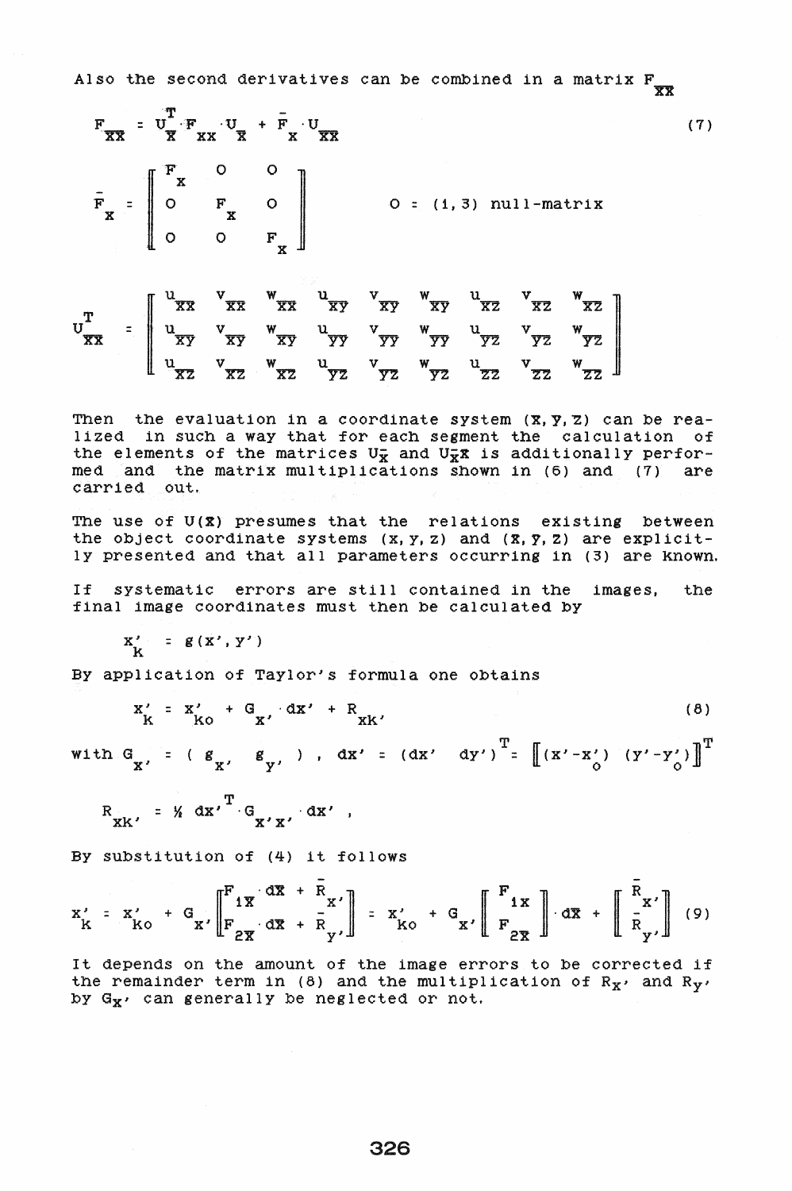Also the second derivatives can be combined in a matrix $F_{\bar{x}\bar{x}}$

$$F_{\bar{x}\bar{x}} = U_{\bar{x}}^{T} \cdot F_{xx} \cdot U_{\bar{x}} + \bar{F}_{x} \cdot U_{\bar{x}\bar{x}} \tag{7}$$

$$\bar{F}_{x} = \begin{bmatrix} F_{x} & O & O \\ O & F_{x} & O \\ O & O & F_{x} \end{bmatrix} \qquad O: (1,3) \text{ null-matrix}$$

$$U_{\bar{x}\bar{x}}^{T} = \begin{bmatrix} u_{\bar{x}\bar{x}} & v_{\bar{x}\bar{x}} & w_{\bar{x}\bar{x}} & u_{\bar{x}\bar{y}} & v_{\bar{x}\bar{y}} & w_{\bar{x}\bar{y}} & u_{\bar{x}\bar{z}} & v_{\bar{x}\bar{z}} & w_{\bar{x}\bar{z}} \\ u_{\bar{x}\bar{y}} & v_{\bar{x}\bar{y}} & w_{\bar{x}\bar{y}} & u_{\bar{y}\bar{y}} & v_{\bar{y}\bar{y}} & w_{\bar{y}\bar{y}} & u_{\bar{y}\bar{z}} & v_{\bar{y}\bar{z}} & w_{\bar{y}\bar{z}} \\ u_{\bar{x}\bar{z}} & v_{\bar{x}\bar{z}} & w_{\bar{x}\bar{z}} & u_{\bar{y}\bar{z}} & v_{\bar{y}\bar{z}} & w_{\bar{y}\bar{z}} & u_{\bar{z}\bar{z}} & v_{\bar{z}\bar{z}} & w_{\bar{z}\bar{z}} \end{bmatrix}$$

Then the evaluation in a coordinate system $(\bar{x}, \bar{y}, \bar{z})$ can be realized in such a way that for each segment the calculation of the elements of the matrices $U_{\bar{x}}$ and $U_{\bar{x}\bar{x}}$ is additionally performed and the matrix multiplications shown in (6) and (7) are carried out.

The use of $U(\bar{x})$ presumes that the relations existing between the object coordinate systems $(x, y, z)$ and $(\bar{x}, \bar{y}, \bar{z})$ are explicitly presented and that all parameters occurring in (3) are known.

If systematic errors are still contained in the images, the final image coordinates must then be calculated by

$$x'_{k} = g(x', y')$$

By application of Taylor's formula one obtains

$$x'_{k} = x'_{ko} + G_{x'} \cdot dx' + R_{xk'} \tag{8}$$

with $G_{x'} = (\, g_{x'} \;\; g_{y'} \,)$ , $dx' = (dx' \;\; dy')^{T} = \left[ (x'-x'_{o}) \;\; (y'-y'_{o}) \right]^{T}$

$$R_{xk'} = \tfrac{1}{2}\, dx'^{T} \cdot G_{x'x'} \cdot dx' \,,$$

By substitution of (4) it follows

$$x'_{k} = x'_{ko} + G_{x'} \begin{bmatrix} F_{1\bar{x}} \cdot d\bar{x} + \bar{R}_{x'} \\ F_{2\bar{x}} \cdot d\bar{x} + \bar{R}_{y'} \end{bmatrix} = x'_{ko} + G_{x'} \left[ \begin{bmatrix} F_{1\bar{x}} \\ F_{2\bar{x}} \end{bmatrix} \cdot d\bar{x} + \begin{bmatrix} \bar{R}_{x'} \\ \bar{R}_{y'} \end{bmatrix} \right] \tag{9}$$

It depends on the amount of the image errors to be corrected if the remainder term in (8) and the multiplication of $R_{x'}$ and $R_{y'}$ by $G_{x'}$ can generally be neglected or not.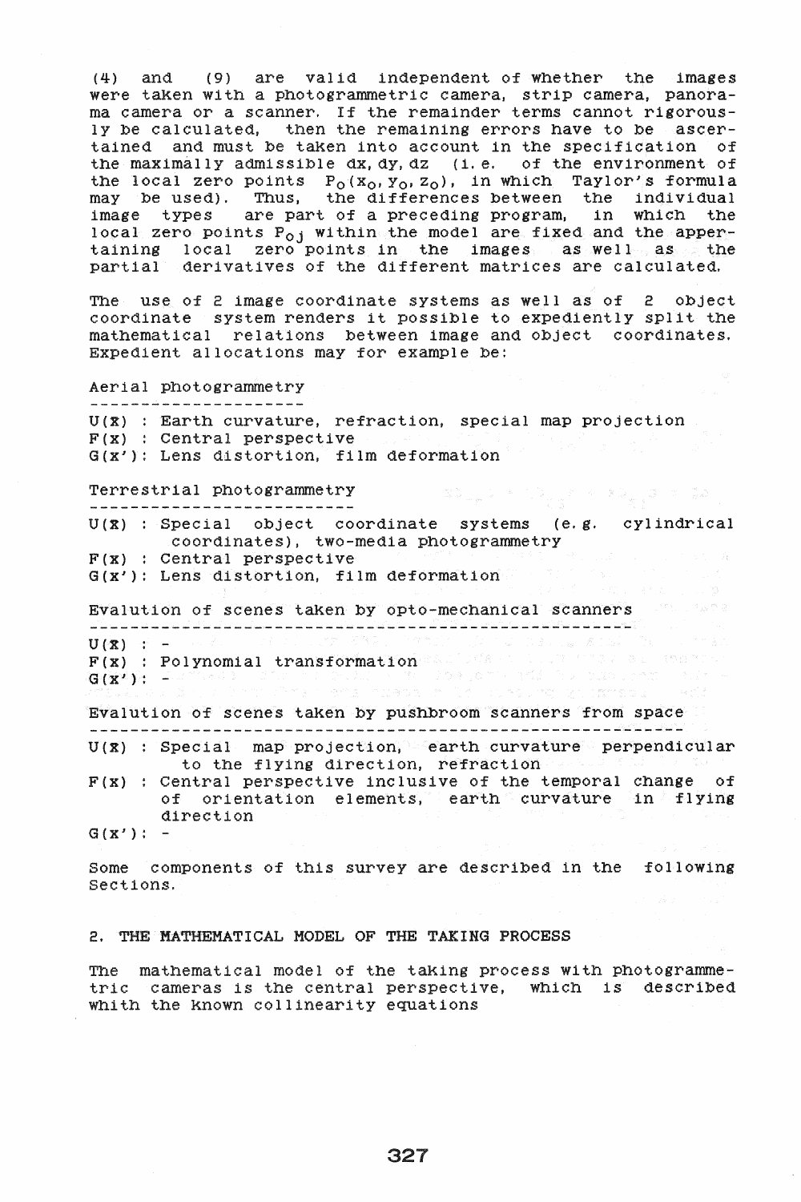(4) and (9) are valid independent of whether the images were taken with a photogrammetric camera, strip camera, panorama camera or a scanner. If the remainder terms cannot rigorously be calculated, then the remaining errors have to be ascertained and must be taken into account in the specification of the maximally admissible dx, dy, dz (i.e. of the environment of the local zero points $P_0(x_0, y_0, z_0)$, in which Taylor's formula may be used). Thus, the differences between the individual image types are part of a preceding program, in which the local zero points $P_{0j}$ within the model are fixed and the appertaining local zero points in the images as well as the partial derivatives of the different matrices are calculated.

The use of 2 image coordinate systems as well as of 2 object coordinate system renders it possible to expediently split the mathematical relations between image and object coordinates. Expedient allocations may for example be:

Aerial photogrammetry

---

$U(\bar{x})$ : Earth curvature, refraction, special map projection
$F(x)$ : Central perspective
$G(x')$: Lens distortion, film deformation

Terrestrial photogrammetry

---

$U(\bar{x})$ : Special object coordinate systems (e.g. cylindrical coordinates), two-media photogrammetry
$F(x)$ : Central perspective
$G(x')$: Lens distortion, film deformation

Evalution of scenes taken by opto-mechanical scanners

---

$U(\bar{x})$ : -
$F(x)$ : Polynomial transformation
$G(x')$: -

Evalution of scenes taken by pushbroom scanners from space

---

$U(\bar{x})$ : Special map projection, earth curvature perpendicular to the flying direction, refraction
$F(x)$ : Central perspective inclusive of the temporal change of of orientation elements, earth curvature in flying direction
$G(x')$: -

Some components of this survey are described in the following Sections.

## 2. THE MATHEMATICAL MODEL OF THE TAKING PROCESS

The mathematical model of the taking process with photogrammetric cameras is the central perspective, which is described whith the known collinearity equations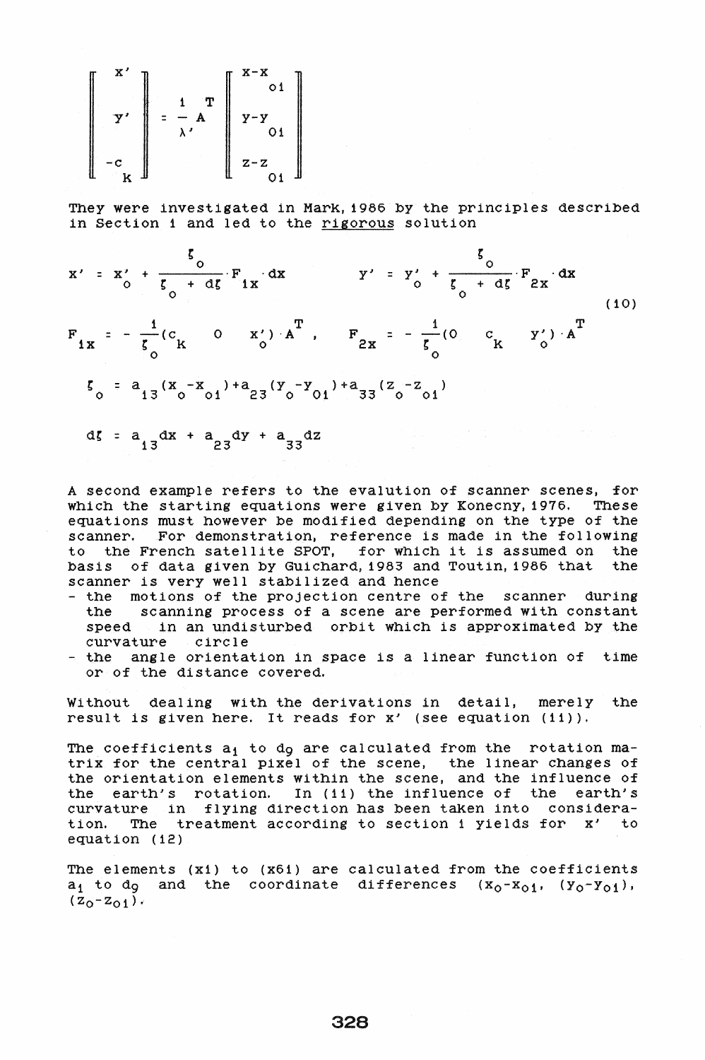$$\begin{bmatrix} x' \\ y' \\ -c_k \end{bmatrix} = \frac{1}{\lambda'} A^T \begin{bmatrix} x - x_{01} \\ y - y_{01} \\ z - z_{01} \end{bmatrix}$$

They were investigated in Mark, 1986 by the principles described in Section 1 and led to the <u>rigorous</u> solution

$$x' = x'_o + \frac{\xi_o}{\xi_o + d\xi} \cdot F_{1x} \cdot dx \qquad y' = y'_o + \frac{\xi_o}{\xi_o + d\xi} \cdot F_{2x} \cdot dx \tag{10}$$

$$F_{1x} = -\frac{1}{\xi_o}(c_k \quad 0 \quad x'_o) \cdot A^T, \quad F_{2x} = -\frac{1}{\xi_o}(0 \quad c_k \quad y'_o) \cdot A^T$$

$$\xi_o = a_{13}(x_o - x_{01}) + a_{23}(y_o - y_{01}) + a_{33}(z_o - z_{01})$$

$$d\xi = a_{13}dx + a_{23}dy + a_{33}dz$$

A second example refers to the evalution of scanner scenes, for which the starting equations were given by Konecny, 1976. These equations must however be modified depending on the type of the scanner. For demonstration, reference is made in the following to the French satellite SPOT, for which it is assumed on the basis of data given by Guichard, 1983 and Toutin, 1986 that the scanner is very well stabilized and hence

- the motions of the projection centre of the scanner during the scanning process of a scene are performed with constant speed in an undisturbed orbit which is approximated by the curvature circle
- the angle orientation in space is a linear function of time or of the distance covered.

Without dealing with the derivations in detail, merely the result is given here. It reads for x' (see equation (11)).

The coefficients $a_1$ to $d_9$ are calculated from the rotation matrix for the central pixel of the scene, the linear changes of the orientation elements within the scene, and the influence of the earth's rotation. In (11) the influence of the earth's curvature in flying direction has been taken into consideration. The treatment according to section 1 yields for x' to equation (12)

The elements (x1) to (x61) are calculated from the coefficients $a_1$ to $d_9$ and the coordinate differences $(x_o - x_{01})$, $(y_o - y_{01})$, $(z_o - z_{01})$.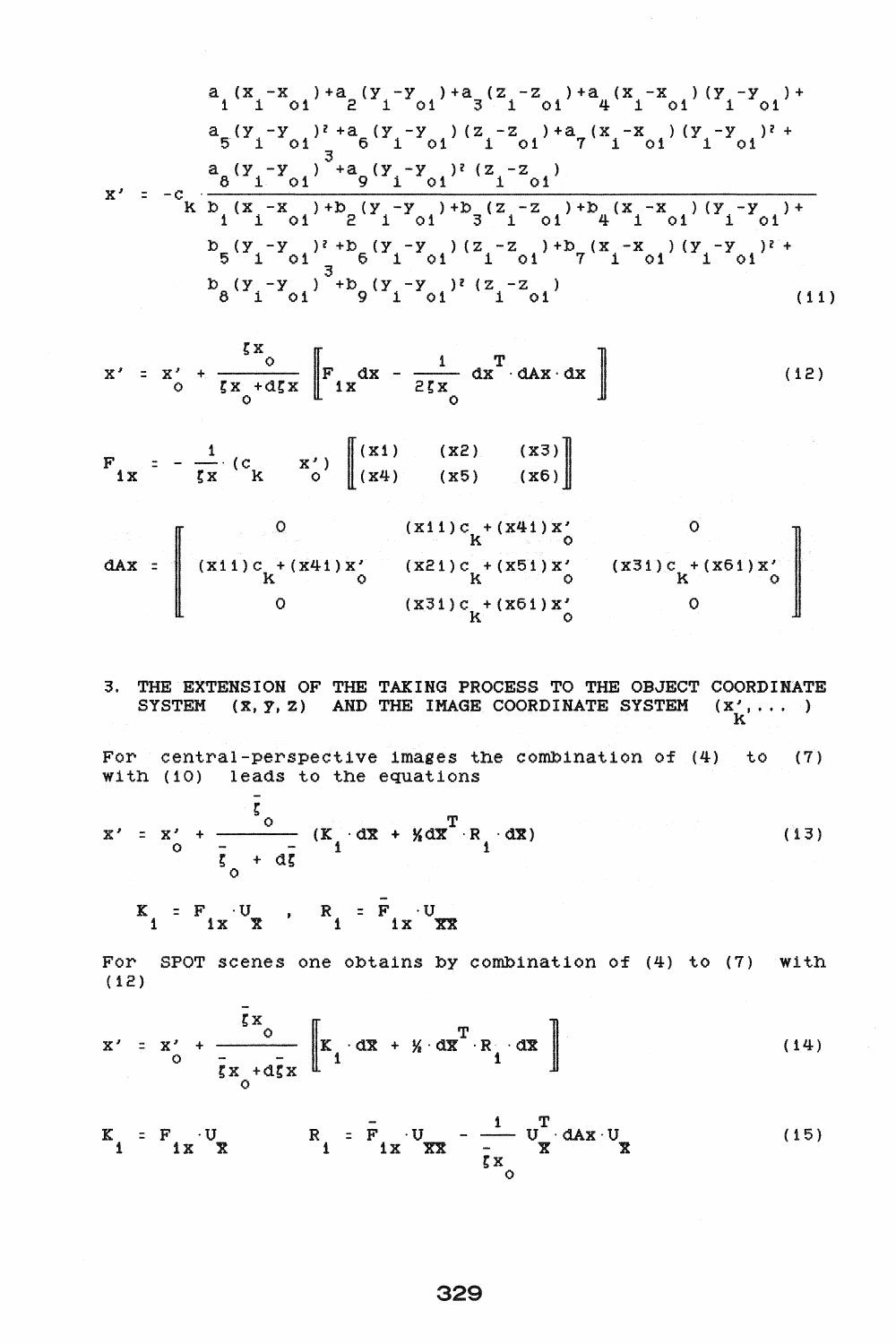$$x' = -c_K \cdot \frac{\begin{array}{l} a_1(x_i - x_{oi}) + a_2(y_i - y_{oi}) + a_3(z_i - z_{oi}) + a_4(x_i - x_{oi})(y_i - y_{oi}) + \\ a_5(y_i - y_{oi})^2 + a_6(y_i - y_{oi})(z_i - z_{oi}) + a_7(x_i - x_{oi})(y_i - y_{oi})^2 + \\ a_8(y_i - y_{oi})^3 + a_9(y_i - y_{oi})^2(z_i - z_{oi}) \end{array}}{\begin{array}{l} b_1(x_i - x_{oi}) + b_2(y_i - y_{oi}) + b_3(z_i - z_{oi}) + b_4(x_i - x_{oi})(y_i - y_{oi}) + \\ b_5(y_i - y_{oi})^2 + b_6(y_i - y_{oi})(z_i - z_{oi}) + b_7(x_i - x_{oi})(y_i - y_{oi})^2 + \\ b_8(y_i - y_{oi})^3 + b_9(y_i - y_{oi})^2(z_i - z_{oi}) \end{array}} \tag{11}$$

$$x' = x'_o + \frac{\xi x_o}{\xi x_o + d\xi x} \left\| F_{1x} dx - \frac{1}{2\xi x_o} dx^T \cdot dAx \cdot dx \right\| \tag{12}$$

$$F_{1x} = -\frac{1}{\xi x} \cdot (c_K \quad x'_o) \left\| \begin{matrix} (x1) & (x2) & (x3) \\ (x4) & (x5) & (x6) \end{matrix} \right\|$$

$$dAx = \left\| \begin{matrix} 0 & (x11)c_K + (x41)x'_o & 0 \\ (x11)c_K + (x41)x'_o & (x21)c_K + (x51)x'_o & (x31)c_K + (x61)x'_o \\ 0 & (x31)c_K + (x61)x'_o & 0 \end{matrix} \right\|$$

## 3. THE EXTENSION OF THE TAKING PROCESS TO THE OBJECT COORDINATE SYSTEM $(\mathbf{x}, \mathbf{y}, \mathbf{z})$ AND THE IMAGE COORDINATE SYSTEM $(x'_K, \ldots)$

For central-perspective images the combination of (4) to (7) with (10) leads to the equations

$$x' = x'_o + \frac{\bar{\xi}_o}{\bar{\xi}_o + d\bar{\xi}} (K_1 \cdot d\mathbf{X} + \tfrac{1}{2} d\mathbf{X}^T \cdot R_1 \cdot d\mathbf{X}) \tag{13}$$

$$K_1 = F_{1x} \cdot U_{\mathbf{X}} \quad , \quad R_1 = \bar{F}_{1x} \cdot U_{\mathbf{XX}}$$

For SPOT scenes one obtains by combination of (4) to (7) with (12)

$$x' = x'_o + \frac{\bar{\xi} x_o}{\bar{\xi} x_o + d\bar{\xi} x} \left\| K_1 \cdot d\mathbf{X} + \tfrac{1}{2} \cdot d\mathbf{X}^T \cdot R_1 \cdot d\mathbf{X} \right\| \tag{14}$$

$$K_1 = F_{1x} \cdot U_{\mathbf{X}} \qquad R_1 = \bar{F}_{1x} \cdot U_{\mathbf{XX}} - \frac{1}{\bar{\xi} x_o} U_{\mathbf{X}}^T \cdot dAx \cdot U_{\mathbf{X}} \tag{15}$$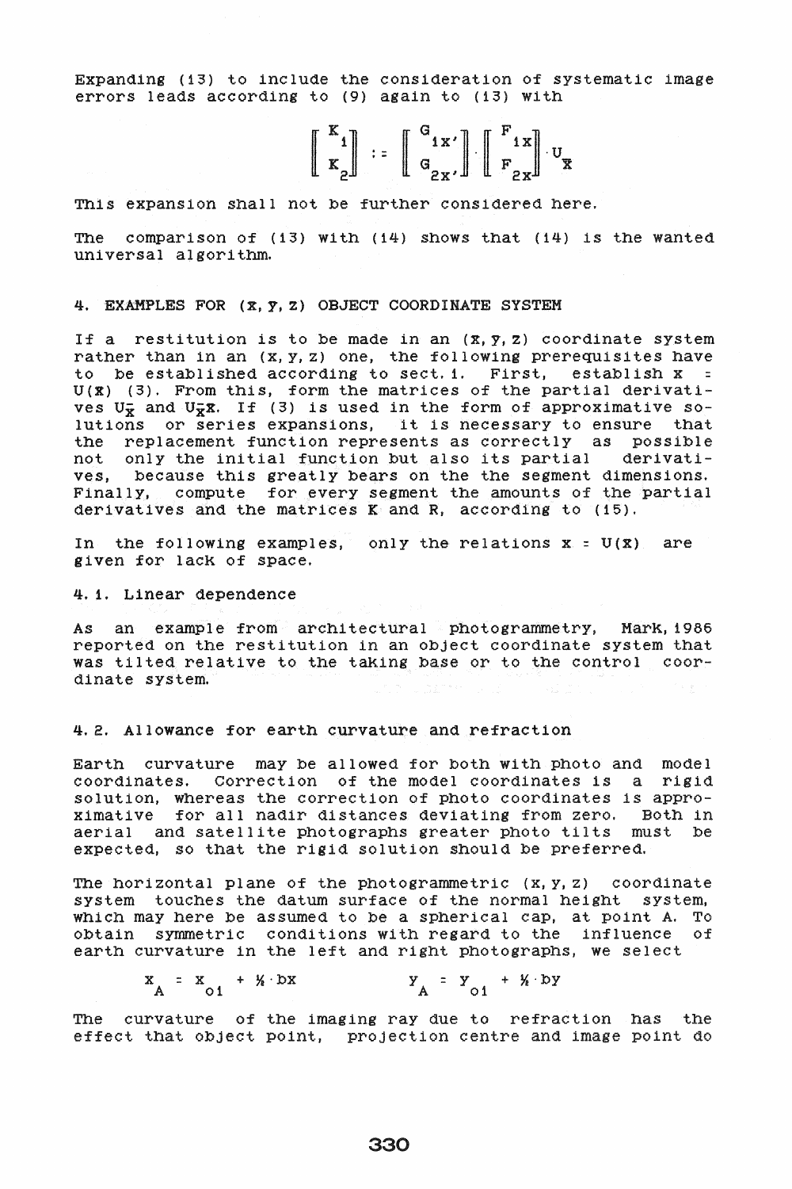Expanding (13) to include the consideration of systematic image errors leads according to (9) again to (13) with

$$\begin{bmatrix} K_1 \\ K_2 \end{bmatrix} := \begin{bmatrix} G_{1x'} \\ G_{2x'} \end{bmatrix} \cdot \begin{bmatrix} F_{1x} \\ F_{2x} \end{bmatrix} \cdot U_{\bar{x}}$$

This expansion shall not be further considered here.

The comparison of (13) with (14) shows that (14) is the wanted universal algorithm.

## 4. EXAMPLES FOR $(\bar{x}, \bar{y}, \bar{z})$ OBJECT COORDINATE SYSTEM

If a restitution is to be made in an $(\bar{x}, \bar{y}, \bar{z})$ coordinate system rather than in an $(x, y, z)$ one, the following prerequisites have to be established according to sect. 1. First, establish $x = U(\bar{x})$ (3). From this, form the matrices of the partial derivatives $U_{\bar{x}}$ and $U_{\bar{x}\bar{x}}$. If (3) is used in the form of approximative solutions or series expansions, it is necessary to ensure that the replacement function represents as correctly as possible not only the initial function but also its partial derivatives, because this greatly bears on the the segment dimensions. Finally, compute for every segment the amounts of the partial derivatives and the matrices K and R, according to (15).

In the following examples, only the relations $x = U(\bar{x})$ are given for lack of space.

### 4.1. Linear dependence

As an example from architectural photogrammetry, Mark, 1986 reported on the restitution in an object coordinate system that was tilted relative to the taking base or to the control coordinate system.

### 4.2. Allowance for earth curvature and refraction

Earth curvature may be allowed for both with photo and model coordinates. Correction of the model coordinates is a rigid solution, whereas the correction of photo coordinates is approximative for all nadir distances deviating from zero. Both in aerial and satellite photographs greater photo tilts must be expected, so that the rigid solution should be preferred.

The horizontal plane of the photogrammetric $(x, y, z)$ coordinate system touches the datum surface of the normal height system, which may here be assumed to be a spherical cap, at point A. To obtain symmetric conditions with regard to the influence of earth curvature in the left and right photographs, we select

$$x_A = x_{01} + \tfrac{1}{2} \cdot bx \qquad\qquad y_A = y_{01} + \tfrac{1}{2} \cdot by$$

The curvature of the imaging ray due to refraction has the effect that object point, projection centre and image point do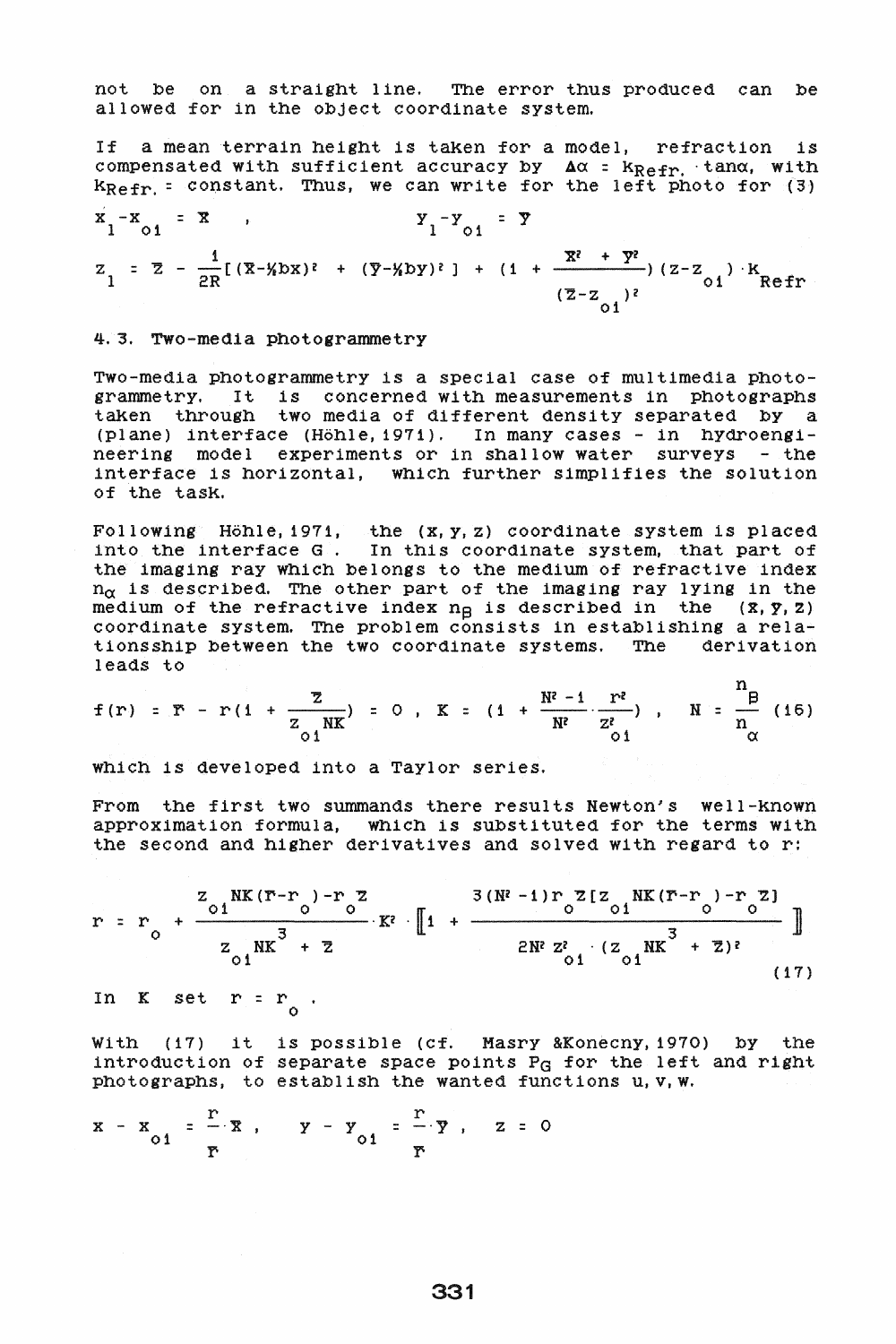not be on a straight line. The error thus produced can be allowed for in the object coordinate system.

If a mean terrain height is taken for a model, refraction is compensated with sufficient accuracy by $\Delta\alpha = K_{Refr.} \cdot \tan\alpha$, with $K_{Refr.}$ = constant. Thus, we can write for the left photo for (3)

$$x_1 - x_{01} = \bar{x} \quad , \qquad y_1 - y_{01} = \bar{y}$$

$$z_1 = \bar{z} - \frac{1}{2R}[(\bar{x} - \tfrac{1}{2}bx)^2 + (\bar{y} - \tfrac{1}{2}by)^2] + (1 + \frac{\bar{x}^2 + \bar{y}^2}{(\bar{z} - z_{01})^2})(z - z_{01}) \cdot K_{Refr}$$

### 4.3. Two-media photogrammetry

Two-media photogrammetry is a special case of multimedia photogrammetry. It is concerned with measurements in photographs taken through two media of different density separated by a (plane) interface (Höhle, 1971). In many cases - in hydroengineering model experiments or in shallow water surveys - the interface is horizontal, which further simplifies the solution of the task.

Following Höhle, 1971, the (x, y, z) coordinate system is placed into the interface G . In this coordinate system, that part of the imaging ray which belongs to the medium of refractive index $n_\alpha$ is described. The other part of the imaging ray lying in the medium of the refractive index $n_B$ is described in the $(\bar{x}, \bar{y}, \bar{z})$ coordinate system. The problem consists in establishing a relationsship between the two coordinate systems. The derivation leads to

$$f(r) = \bar{r} - r(1 + \frac{\bar{z}}{z_{01} NK}) = 0 \ , \ K = (1 + \frac{N^2 - 1}{N^2} \cdot \frac{r^2}{z_{01}^2}) \ , \quad N = \frac{n_B}{n_\alpha} \quad (16)$$

which is developed into a Taylor series.

From the first two summands there results Newton's well-known approximation formula, which is substituted for the terms with the second and higher derivatives and solved with regard to r:

$$r = r_o + \frac{z_{01} NK(\bar{r} - r_o) - r_o \bar{z}}{z_{01} NK^3 + \bar{z}} \cdot K^2 \cdot \left[ 1 + \frac{3(N^2 - 1) r_o \bar{z} [z_{01} NK(\bar{r} - r_o) - r_o \bar{z}]}{2N^2 z_{01}^2 \cdot (z_{01} NK^3 + \bar{z})^2} \right] \quad (17)$$

In K set $r = r_o$ .

With (17) it is possible (cf. Masry &Konecny, 1970) by the introduction of separate space points $P_G$ for the left and right photographs, to establish the wanted functions u, v, w.

$$x - x_{01} = \frac{r}{\bar{r}} \cdot \bar{x} \ , \quad y - y_{01} = \frac{r}{\bar{r}} \cdot \bar{y} \ , \quad z = 0$$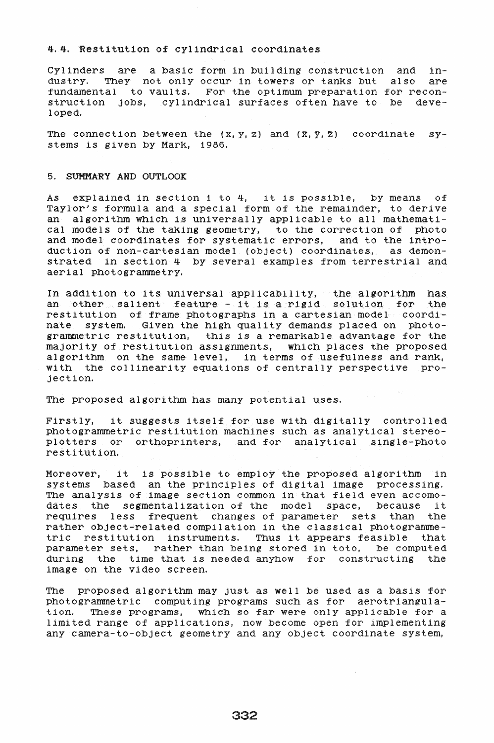### 4.4. Restitution of cylindrical coordinates

Cylinders are a basic form in building construction and industry. They not only occur in towers or tanks but also are fundamental to vaults. For the optimum preparation for reconstruction jobs, cylindrical surfaces often have to be developed.

The connection between the $(x, y, z)$ and $(\bar{x}, \bar{y}, \bar{z})$ coordinate systems is given by Mark, 1986.

## 5. SUMMARY AND OUTLOOK

As explained in section 1 to 4, it is possible, by means of Taylor's formula and a special form of the remainder, to derive an algorithm which is universally applicable to all mathematical models of the taking geometry, to the correction of photo and model coordinates for systematic errors, and to the introduction of non-cartesian model (object) coordinates, as demonstrated in section 4 by several examples from terrestrial and aerial photogrammetry.

In addition to its universal applicability, the algorithm has an other salient feature - it is a rigid solution for the restitution of frame photographs in a cartesian model coordinate system. Given the high quality demands placed on photogrammetric restitution, this is a remarkable advantage for the majority of restitution assignments, which places the proposed algorithm on the same level, in terms of usefulness and rank, with the collinearity equations of centrally perspective projection.

The proposed algorithm has many potential uses.

Firstly, it suggests itself for use with digitally controlled photogrammetric restitution machines such as analytical stereoplotters or orthoprinters, and for analytical single-photo restitution.

Moreover, it is possible to employ the proposed algorithm in systems based an the principles of digital image processing. The analysis of image section common in that field even accomodates the segmentalization of the model space, because it requires less frequent changes of parameter sets than the rather object-related compilation in the classical photogrammetric restitution instruments. Thus it appears feasible that parameter sets, rather than being stored in toto, be computed during the time that is needed anyhow for constructing the image on the video screen.

The proposed algorithm may just as well be used as a basis for photogrammetric computing programs such as for aerotriangulation. These programs, which so far were only applicable for a limited range of applications, now become open for implementing any camera-to-object geometry and any object coordinate system,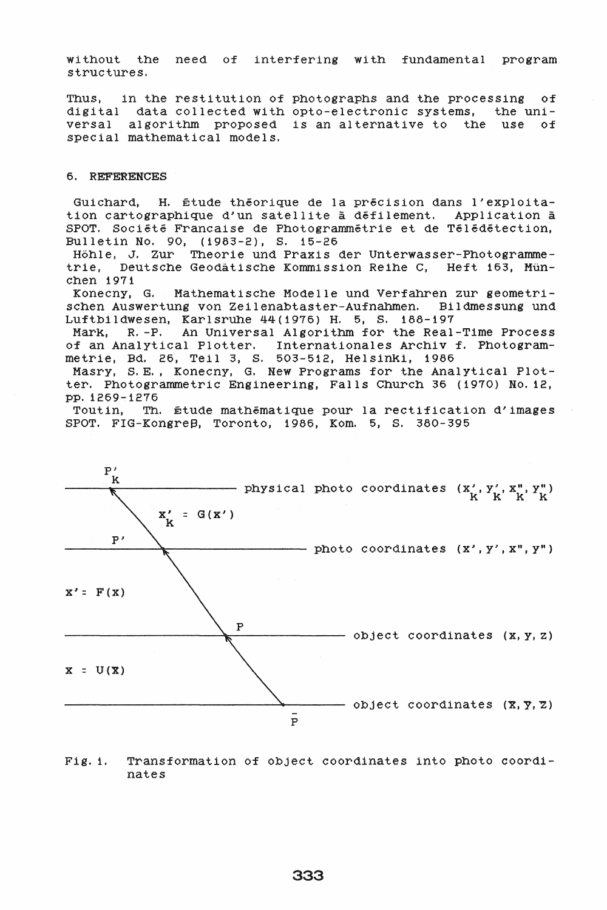without the need of interfering with fundamental program structures.

Thus, in the restitution of photographs and the processing of digital data collected with opto-electronic systems, the universal algorithm proposed is an alternative to the use of special mathematical models.

## 6. REFERENCES

Guichard, H. Étude théorique de la précision dans l'exploitation cartographique d'un satellite à défilement. Application à SPOT. Société Francaise de Photogrammétrie et de Télédétection, Bulletin No. 90, (1983-2), S. 15-26

Höhle, J. Zur Theorie und Praxis der Unterwasser-Photogrammetrie, Deutsche Geodätische Kommission Reihe C, Heft 163, München 1971

Konecny, G. Mathematische Modelle und Verfahren zur geometrischen Auswertung von Zeilenabtaster-Aufnahmen. Bildmessung und Luftbildwesen, Karlsruhe 44(1976) H. 5, S. 188-197

Mark, R.-P. An Universal Algorithm for the Real-Time Process of an Analytical Plotter. Internationales Archiv f. Photogrammetrie, Bd. 26, Teil 3, S. 503-512, Helsinki, 1986

Masry, S.E., Konecny, G. New Programs for the Analytical Plotter. Photogrammetric Engineering, Falls Church 36 (1970) No. 12, pp. 1269-1276

Toutin, Th. Étude mathématique pour la rectification d'images SPOT. FIG-Kongreß, Toronto, 1986, Kom. 5, S. 380-395

$P'_k$

physical photo coordinates $(x'_k, y'_k, x''_k, y''_k)$

$x'_k = G(x')$

$P'$

photo coordinates $(x', y', x'', y'')$

$x' = F(x)$

$P$

object coordinates $(x, y, z)$

$x = U(\bar{x})$

object coordinates $(\bar{x}, \bar{y}, \bar{z})$

$\bar{P}$

Fig. 1. Transformation of object coordinates into photo coordinates